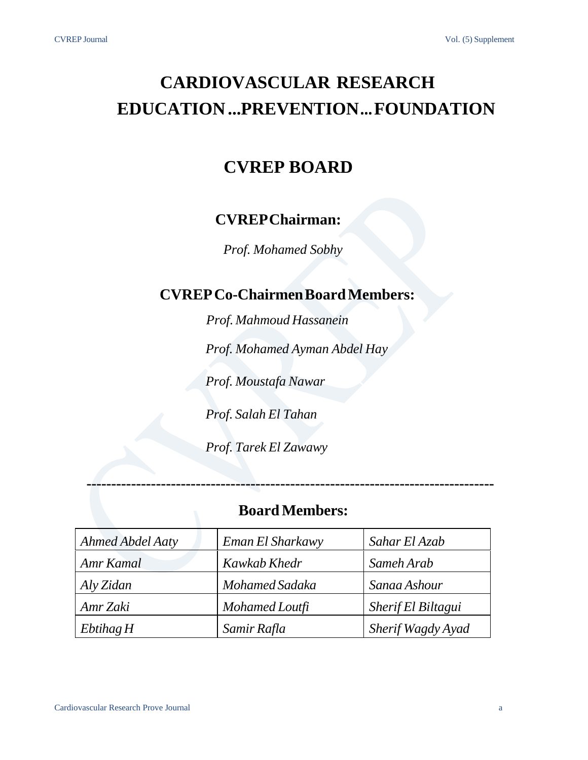# CARDIOVASCULAR RESEARCH EDUCATION...PREVENTION...FOUNDATION

## CVREP BOARD

### CVREP Chairman:

*Prof. Mohamed Sobhy*

### CVREP Co-Chairmen Board Members:

*Prof. Mahmoud Hassanein*

*Prof. Mohamed Ayman Abdel Hay*

*Prof. Moustafa Nawar*

*Prof. Salah El Tahan*

*Prof. Tarek El Zawawy*

---

### Board Members:

| | | |
|---|---|---|
| *Ahmed Abdel Aaty* | *Eman El Sharkawy* | *Sahar El Azab* |
| *Amr Kamal* | *Kawkab Khedr* | *Sameh Arab* |
| *Aly Zidan* | *Mohamed Sadaka* | *Sanaa Ashour* |
| *Amr Zaki* | *Mohamed Loutfi* | *Sherif El Biltagui* |
| *Ebtihag H* | *Samir Rafla* | *Sherif Wagdy Ayad* |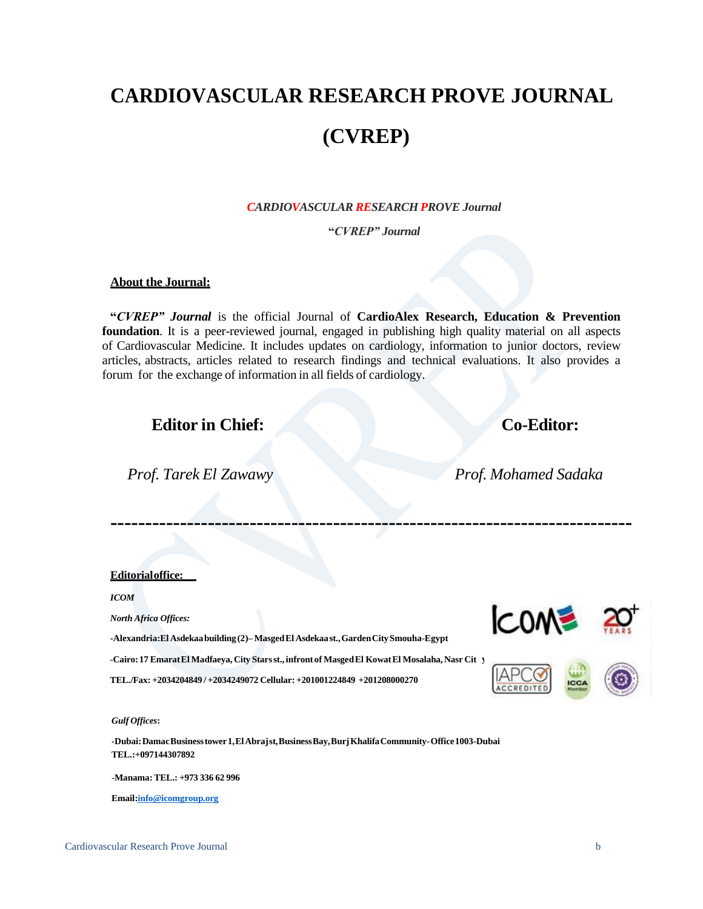# CARDIOVASCULAR RESEARCH PROVE JOURNAL

# (CVREP)

***CARDIOVASCULAR RESEARCH PROVE Journal***

**"*CVREP" Journal***

**About the Journal:**

**"*CVREP" Journal*** is the official Journal of **CardioAlex Research, Education & Prevention foundation**. It is a peer-reviewed journal, engaged in publishing high quality material on all aspects of Cardiovascular Medicine. It includes updates on cardiology, information to junior doctors, review articles, abstracts, articles related to research findings and technical evaluations. It also provides a forum for the exchange of information in all fields of cardiology.

**Editor in Chief:**

*Prof. Tarek El Zawawy*

**Co-Editor:**

*Prof. Mohamed Sadaka*

---

**Editorial office:**

***ICOM***

***North Africa Offices:***

**-Alexandria: El Asdekaa building (2)– Masged El Asdekaa st., Garden City Smouha-Egypt**

**-Cairo: 17 Emarat El Madfaeya, City Stars st., infront of Masged El Kowat El Mosalaha, Nasr City**

**TEL./Fax: +2034204849 / +2034249072 Cellular: +201001224849 +201208000270**

***Gulf Offices*:**

**-Dubai: Damac Business tower 1, El Abraj st, Business Bay, Burj Khalifa Community- Office 1003-Dubai TEL.:+097144307892**

**-Manama: TEL.: +973 336 62 996**

**Email: info@icomgroup.org**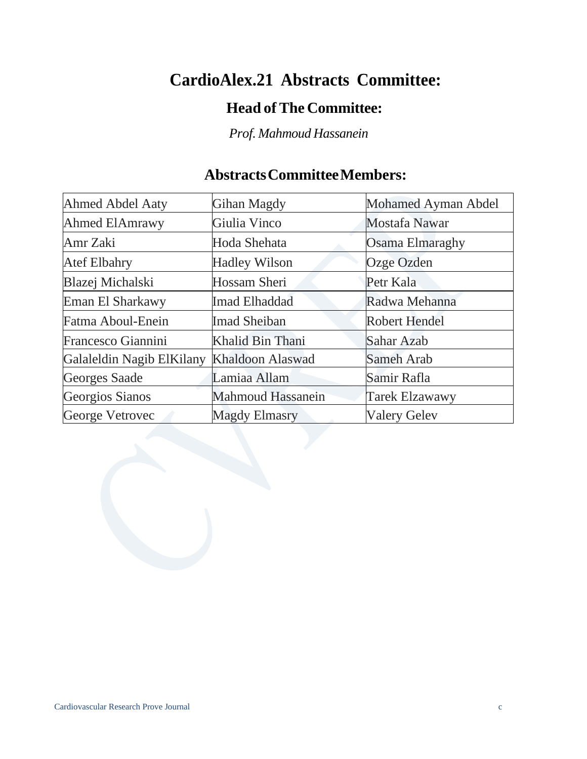# CardioAlex.21 Abstracts Committee:

## Head of The Committee:

*Prof. Mahmoud Hassanein*

## Abstracts Committee Members:

| | | |
|---|---|---|
| Ahmed Abdel Aaty | Gihan Magdy | Mohamed Ayman Abdel |
| Ahmed ElAmrawy | Giulia Vinco | Mostafa Nawar |
| Amr Zaki | Hoda Shehata | Osama Elmaraghy |
| Atef Elbahry | Hadley Wilson | Ozge Ozden |
| Blazej Michalski | Hossam Sheri | Petr Kala |
| Eman El Sharkawy | Imad Elhaddad | Radwa Mehanna |
| Fatma Aboul-Enein | Imad Sheiban | Robert Hendel |
| Francesco Giannini | Khalid Bin Thani | Sahar Azab |
| Galaleldin Nagib ElKilany | Khaldoon Alaswad | Sameh Arab |
| Georges Saade | Lamiaa Allam | Samir Rafla |
| Georgios Sianos | Mahmoud Hassanein | Tarek Elzawawy |
| George Vetrovec | Magdy Elmasry | Valery Gelev |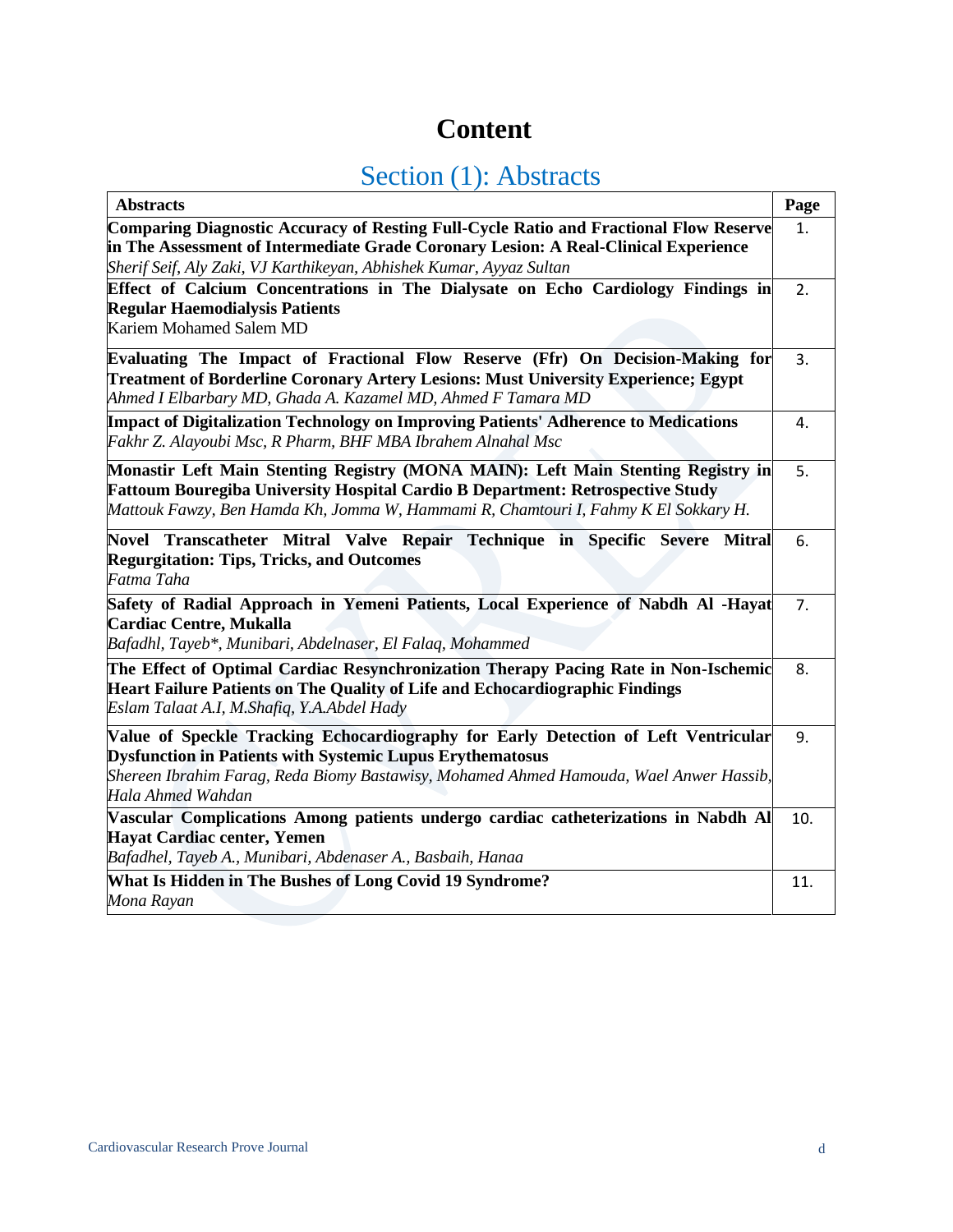# Content

## Section (1): Abstracts

| Abstracts | Page |
|---|---|
| **Comparing Diagnostic Accuracy of Resting Full-Cycle Ratio and Fractional Flow Reserve in The Assessment of Intermediate Grade Coronary Lesion: A Real-Clinical Experience** *Sherif Seif, Aly Zaki, VJ Karthikeyan, Abhishek Kumar, Ayyaz Sultan* | 1. |
| **Effect of Calcium Concentrations in The Dialysate on Echo Cardiology Findings in Regular Haemodialysis Patients** Kariem Mohamed Salem MD | 2. |
| **Evaluating The Impact of Fractional Flow Reserve (Ffr) On Decision-Making for Treatment of Borderline Coronary Artery Lesions: Must University Experience; Egypt** *Ahmed I Elbarbary MD, Ghada A. Kazamel MD, Ahmed F Tamara MD* | 3. |
| **Impact of Digitalization Technology on Improving Patients' Adherence to Medications** *Fakhr Z. Alayoubi Msc, R Pharm, BHF MBA Ibrahem Alnahal Msc* | 4. |
| **Monastir Left Main Stenting Registry (MONA MAIN): Left Main Stenting Registry in Fattoum Bouregiba University Hospital Cardio B Department: Retrospective Study** *Mattouk Fawzy, Ben Hamda Kh, Jomma W, Hammami R, Chamtouri I, Fahmy K El Sokkary H.* | 5. |
| **Novel Transcatheter Mitral Valve Repair Technique in Specific Severe Mitral Regurgitation: Tips, Tricks, and Outcomes** *Fatma Taha* | 6. |
| **Safety of Radial Approach in Yemeni Patients, Local Experience of Nabdh Al -Hayat Cardiac Centre, Mukalla** *Bafadhl, Tayeb\*, Munibari, Abdelnaser, El Falaq, Mohammed* | 7. |
| **The Effect of Optimal Cardiac Resynchronization Therapy Pacing Rate in Non-Ischemic Heart Failure Patients on The Quality of Life and Echocardiographic Findings** *Eslam Talaat A.I, M.Shafiq, Y.A.Abdel Hady* | 8. |
| **Value of Speckle Tracking Echocardiography for Early Detection of Left Ventricular Dysfunction in Patients with Systemic Lupus Erythematosus** *Shereen Ibrahim Farag, Reda Biomy Bastawisy, Mohamed Ahmed Hamouda, Wael Anwer Hassib, Hala Ahmed Wahdan* | 9. |
| **Vascular Complications Among patients undergo cardiac catheterizations in Nabdh Al Hayat Cardiac center, Yemen** *Bafadhel, Tayeb A., Munibari, Abdenaser A., Basbaih, Hanaa* | 10. |
| **What Is Hidden in The Bushes of Long Covid 19 Syndrome?** *Mona Rayan* | 11. |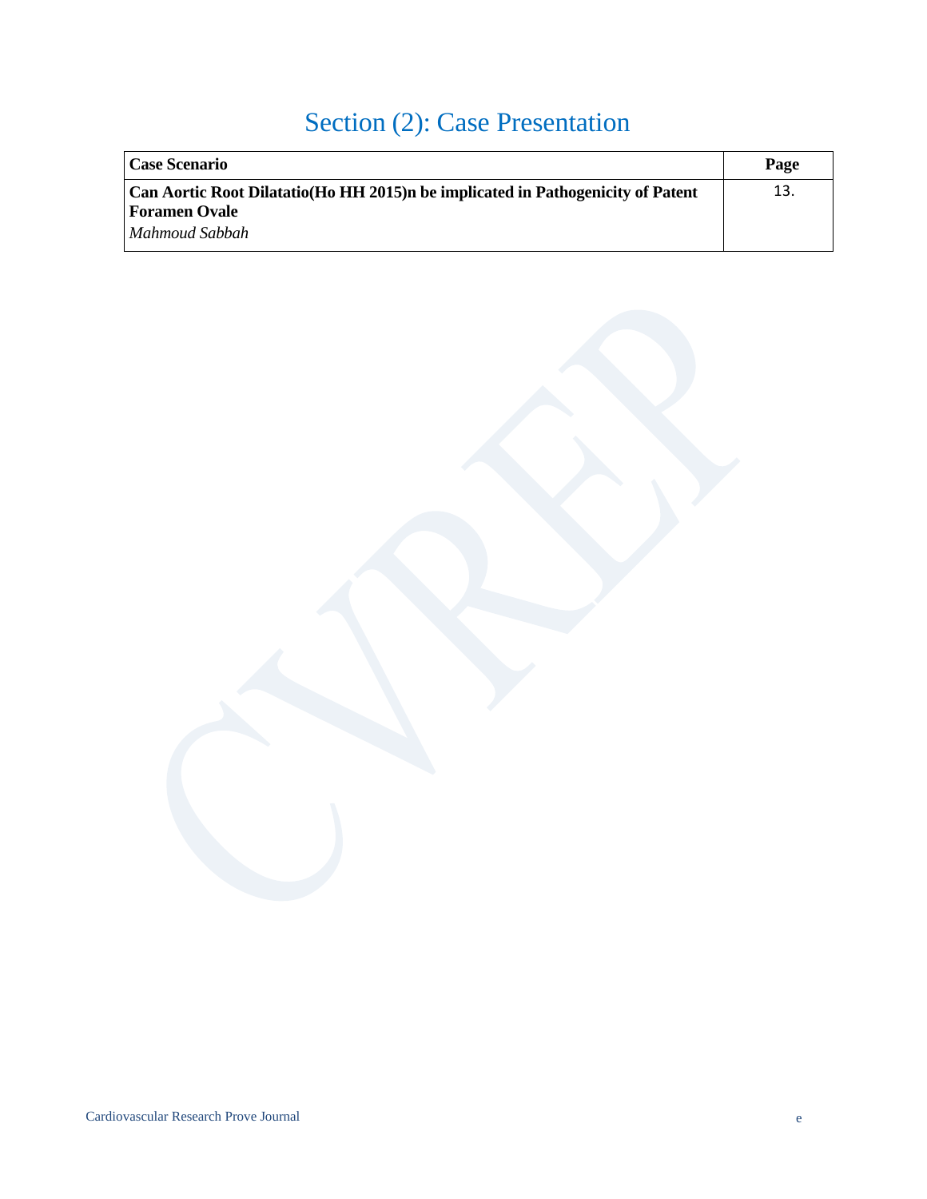# Section (2): Case Presentation

| **Case Scenario** | **Page** |
| --- | --- |
| **Can Aortic Root Dilatatio(Ho HH 2015)n be implicated in Pathogenicity of Patent Foramen Ovale**<br>*Mahmoud Sabbah* | 13. |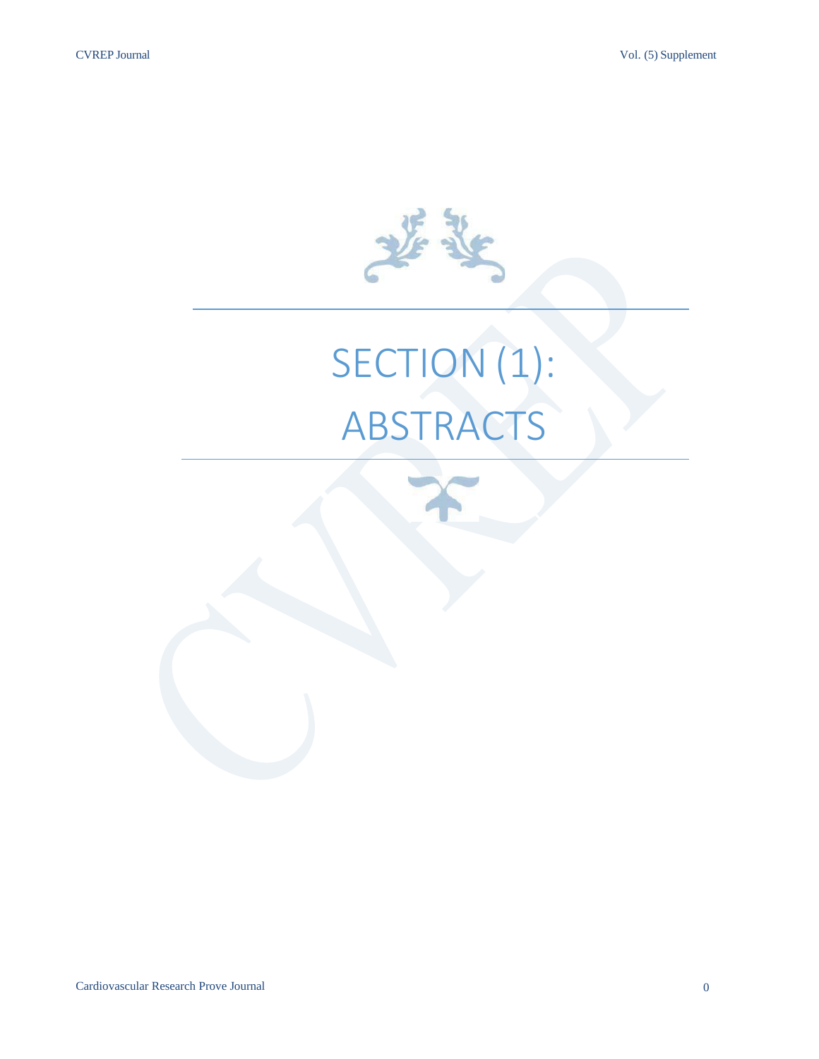# SECTION (1): ABSTRACTS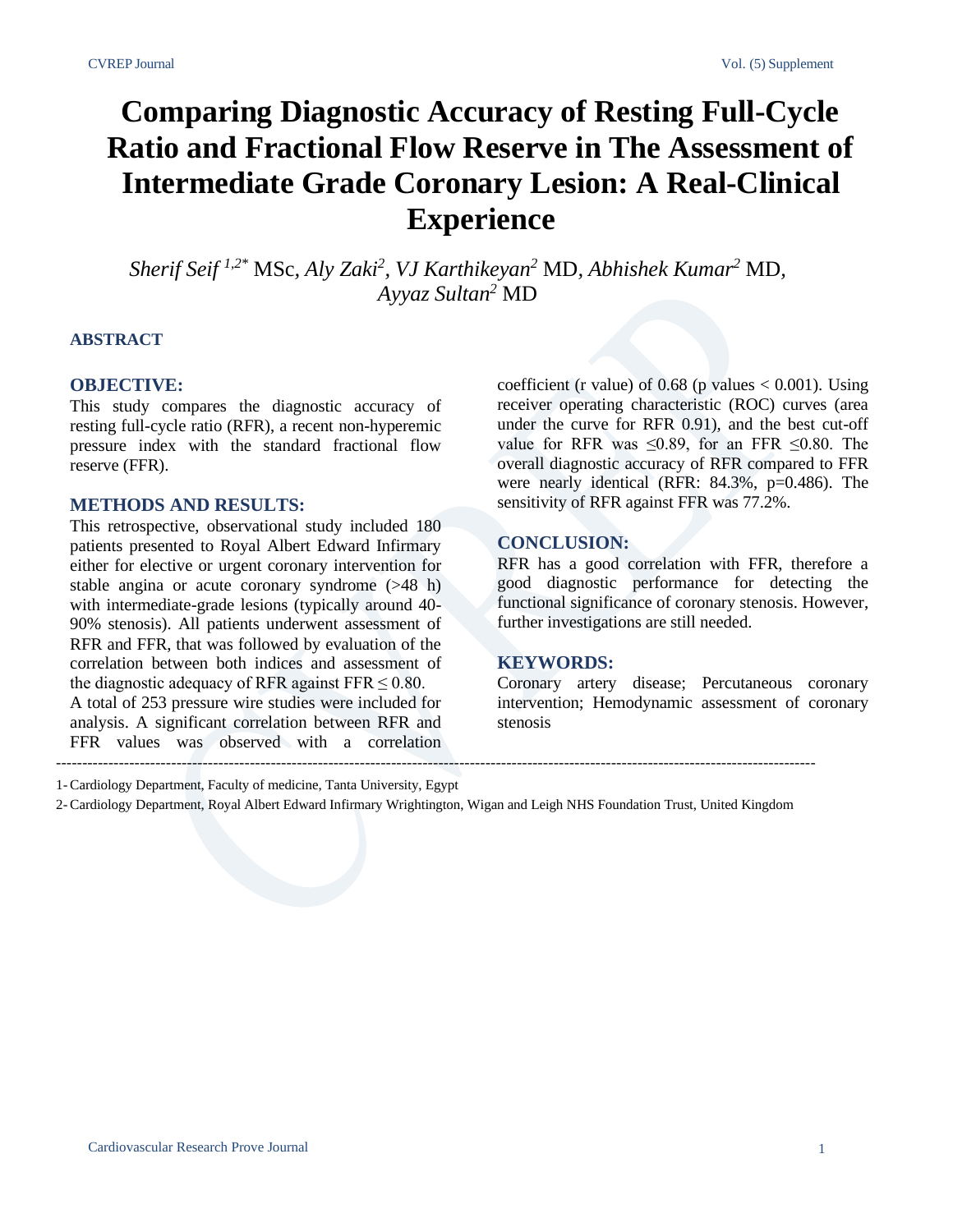# Comparing Diagnostic Accuracy of Resting Full-Cycle Ratio and Fractional Flow Reserve in The Assessment of Intermediate Grade Coronary Lesion: A Real-Clinical Experience

*Sherif Seif* [1,2*] MSc, *Aly Zaki*[2], *VJ Karthikeyan*[2] MD, *Abhishek Kumar*[2] MD, *Ayyaz Sultan*[2] MD

## ABSTRACT

### OBJECTIVE:

This study compares the diagnostic accuracy of resting full-cycle ratio (RFR), a recent non-hyperemic pressure index with the standard fractional flow reserve (FFR).

### METHODS AND RESULTS:

This retrospective, observational study included 180 patients presented to Royal Albert Edward Infirmary either for elective or urgent coronary intervention for stable angina or acute coronary syndrome (>48 h) with intermediate-grade lesions (typically around 40-90% stenosis). All patients underwent assessment of RFR and FFR, that was followed by evaluation of the correlation between both indices and assessment of the diagnostic adequacy of RFR against FFR ≤ 0.80.

A total of 253 pressure wire studies were included for analysis. A significant correlation between RFR and FFR values was observed with a correlation coefficient (r value) of 0.68 (p values < 0.001). Using receiver operating characteristic (ROC) curves (area under the curve for RFR 0.91), and the best cut-off value for RFR was ≤0.89, for an FFR ≤0.80. The overall diagnostic accuracy of RFR compared to FFR were nearly identical (RFR: 84.3%, p=0.486). The sensitivity of RFR against FFR was 77.2%.

### CONCLUSION:

RFR has a good correlation with FFR, therefore a good diagnostic performance for detecting the functional significance of coronary stenosis. However, further investigations are still needed.

### KEYWORDS:

Coronary artery disease; Percutaneous coronary intervention; Hemodynamic assessment of coronary stenosis

---

1- Cardiology Department, Faculty of medicine, Tanta University, Egypt

2- Cardiology Department, Royal Albert Edward Infirmary Wrightington, Wigan and Leigh NHS Foundation Trust, United Kingdom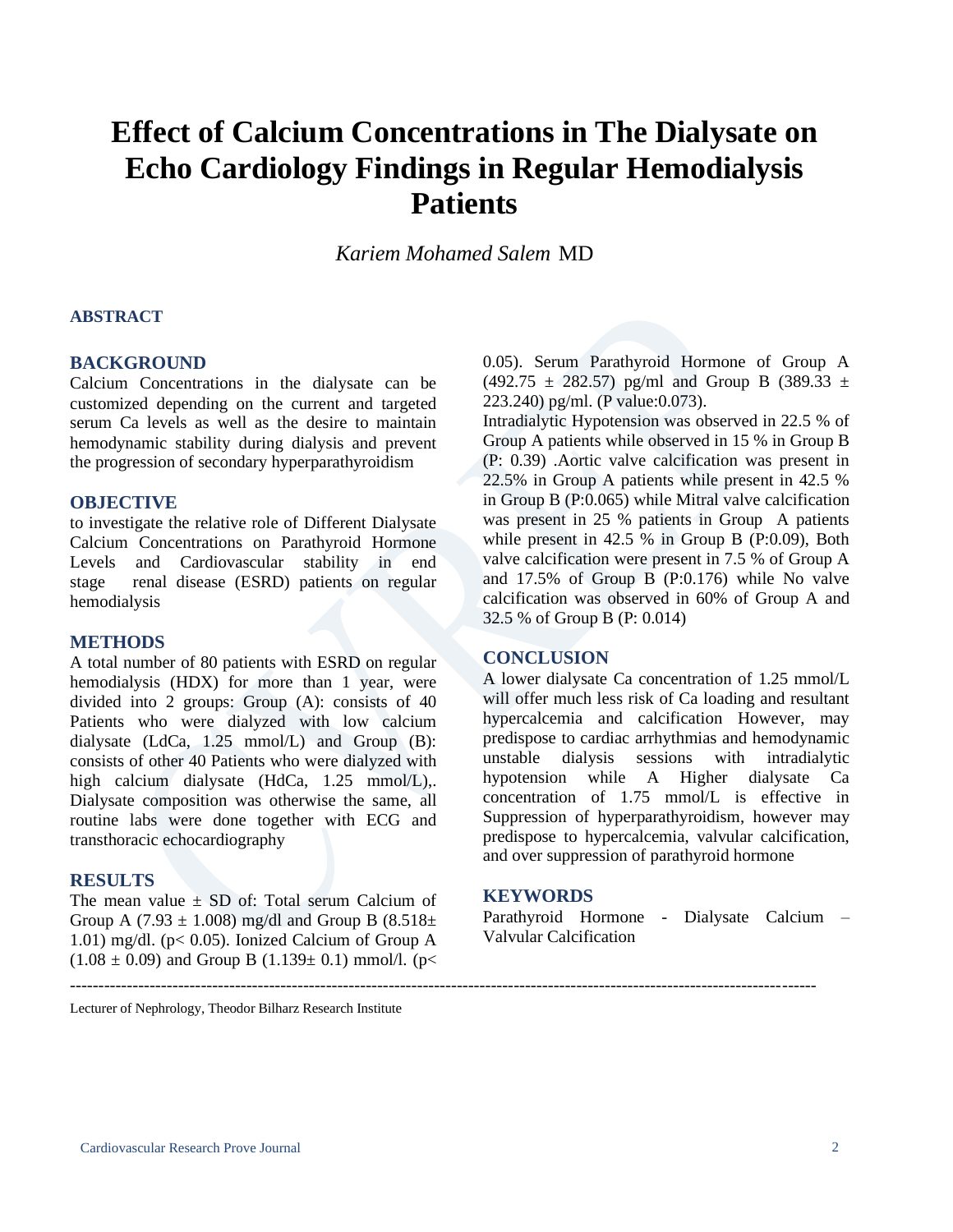# Effect of Calcium Concentrations in The Dialysate on Echo Cardiology Findings in Regular Hemodialysis Patients

*Kariem Mohamed Salem* MD

### ABSTRACT

## BACKGROUND

Calcium Concentrations in the dialysate can be customized depending on the current and targeted serum Ca levels as well as the desire to maintain hemodynamic stability during dialysis and prevent the progression of secondary hyperparathyroidism

## OBJECTIVE

to investigate the relative role of Different Dialysate Calcium Concentrations on Parathyroid Hormone Levels and Cardiovascular stability in end stage renal disease (ESRD) patients on regular hemodialysis

## METHODS

A total number of 80 patients with ESRD on regular hemodialysis (HDX) for more than 1 year, were divided into 2 groups: Group (A): consists of 40 Patients who were dialyzed with low calcium dialysate (LdCa, 1.25 mmol/L) and Group (B): consists of other 40 Patients who were dialyzed with high calcium dialysate (HdCa, 1.25 mmol/L),. Dialysate composition was otherwise the same, all routine labs were done together with ECG and transthoracic echocardiography

## RESULTS

The mean value ± SD of: Total serum Calcium of Group A (7.93 ± 1.008) mg/dl and Group B (8.518± 1.01) mg/dl. ($p < 0.05$). Ionized Calcium of Group A (1.08 ± 0.09) and Group B (1.139± 0.1) mmol/l. ($p < 0.05$). Serum Parathyroid Hormone of Group A (492.75 ± 282.57) pg/ml and Group B (389.33 ± 223.240) pg/ml. (P value:0.073).

Intradialytic Hypotension was observed in 22.5 % of Group A patients while observed in 15 % in Group B (P: 0.39) .Aortic valve calcification was present in 22.5% in Group A patients while present in 42.5 % in Group B (P:0.065) while Mitral valve calcification was present in 25 % patients in Group A patients while present in 42.5 % in Group B (P:0.09), Both valve calcification were present in 7.5 % of Group A and 17.5% of Group B (P:0.176) while No valve calcification was observed in 60% of Group A and 32.5 % of Group B (P: 0.014)

## CONCLUSION

A lower dialysate Ca concentration of 1.25 mmol/L will offer much less risk of Ca loading and resultant hypercalcemia and calcification However, may predispose to cardiac arrhythmias and hemodynamic unstable dialysis sessions with intradialytic hypotension while A Higher dialysate Ca concentration of 1.75 mmol/L is effective in Suppression of hyperparathyroidism, however may predispose to hypercalcemia, valvular calcification, and over suppression of parathyroid hormone

## KEYWORDS

Parathyroid Hormone - Dialysate Calcium – Valvular Calcification

---

Lecturer of Nephrology, Theodor Bilharz Research Institute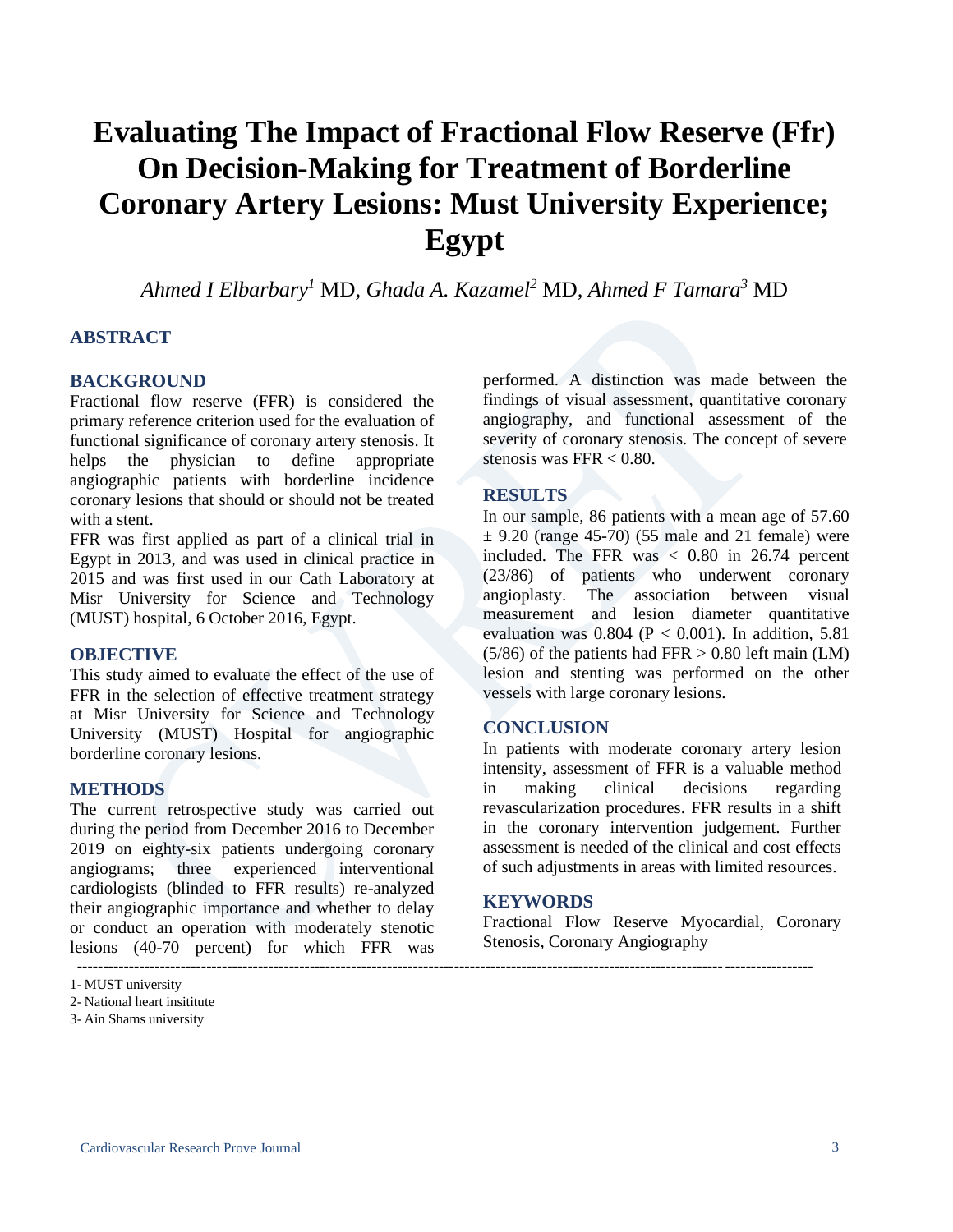# Evaluating The Impact of Fractional Flow Reserve (Ffr) On Decision-Making for Treatment of Borderline Coronary Artery Lesions: Must University Experience; Egypt

*Ahmed I Elbarbary*[1] MD, *Ghada A. Kazamel*[2] MD, *Ahmed F Tamara*[3] MD

## ABSTRACT

### BACKGROUND

Fractional flow reserve (FFR) is considered the primary reference criterion used for the evaluation of functional significance of coronary artery stenosis. It helps the physician to define appropriate angiographic patients with borderline incidence coronary lesions that should or should not be treated with a stent.

FFR was first applied as part of a clinical trial in Egypt in 2013, and was used in clinical practice in 2015 and was first used in our Cath Laboratory at Misr University for Science and Technology (MUST) hospital, 6 October 2016, Egypt.

### OBJECTIVE

This study aimed to evaluate the effect of the use of FFR in the selection of effective treatment strategy at Misr University for Science and Technology University (MUST) Hospital for angiographic borderline coronary lesions.

### METHODS

The current retrospective study was carried out during the period from December 2016 to December 2019 on eighty-six patients undergoing coronary angiograms; three experienced interventional cardiologists (blinded to FFR results) re-analyzed their angiographic importance and whether to delay or conduct an operation with moderately stenotic lesions (40-70 percent) for which FFR was performed. A distinction was made between the findings of visual assessment, quantitative coronary angiography, and functional assessment of the severity of coronary stenosis. The concept of severe stenosis was FFR < 0.80.

### RESULTS

In our sample, 86 patients with a mean age of 57.60 ± 9.20 (range 45-70) (55 male and 21 female) were included. The FFR was < 0.80 in 26.74 percent (23/86) of patients who underwent coronary angioplasty. The association between visual measurement and lesion diameter quantitative evaluation was 0.804 ($P < 0.001$). In addition, 5.81 (5/86) of the patients had FFR > 0.80 left main (LM) lesion and stenting was performed on the other vessels with large coronary lesions.

### CONCLUSION

In patients with moderate coronary artery lesion intensity, assessment of FFR is a valuable method in making clinical decisions regarding revascularization procedures. FFR results in a shift in the coronary intervention judgement. Further assessment is needed of the clinical and cost effects of such adjustments in areas with limited resources.

### KEYWORDS

Fractional Flow Reserve Myocardial, Coronary Stenosis, Coronary Angiography

---

1- MUST university

2- National heart insititute

3- Ain Shams university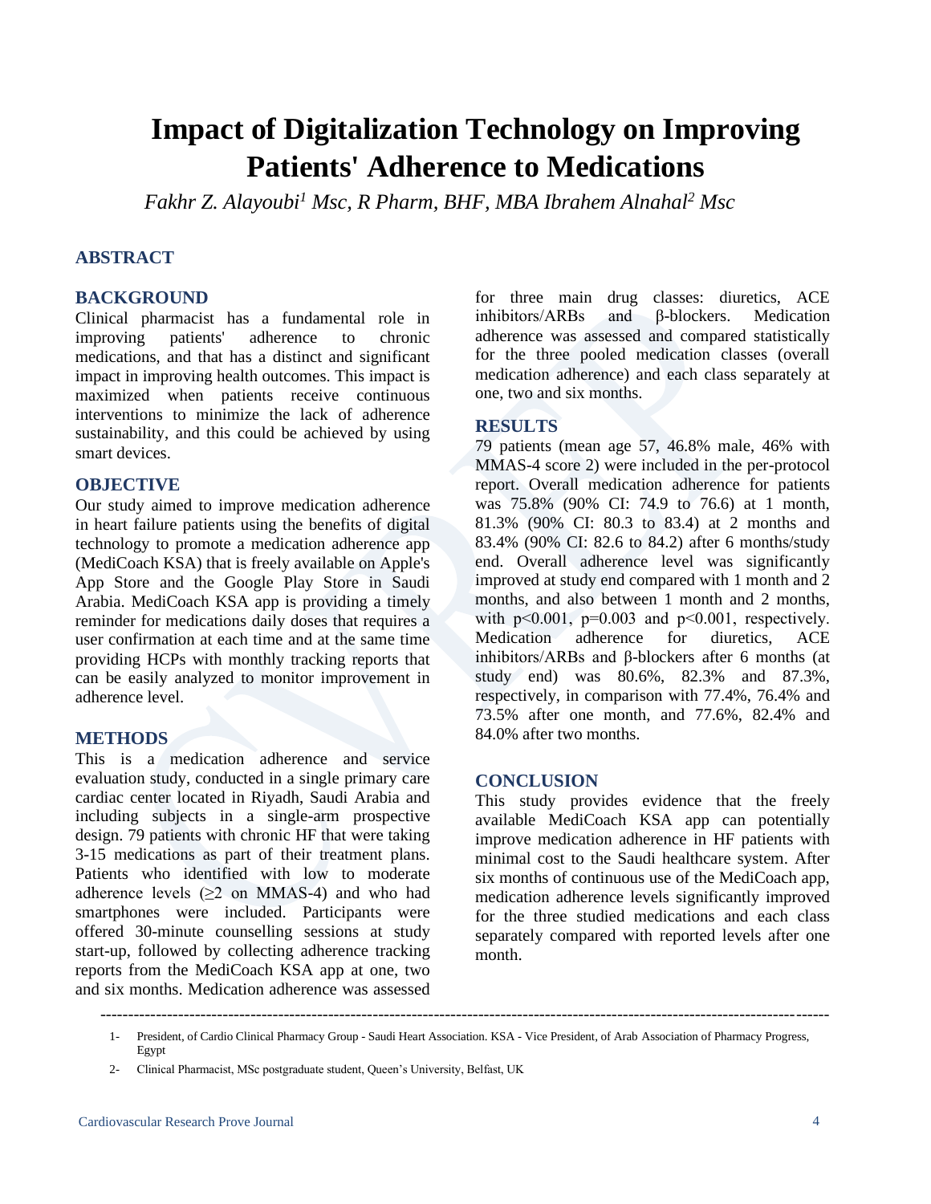# Impact of Digitalization Technology on Improving Patients' Adherence to Medications

*Fakhr Z. Alayoubi[1] Msc, R Pharm, BHF, MBA Ibrahem Alnahal[2] Msc*

## ABSTRACT

### BACKGROUND

Clinical pharmacist has a fundamental role in improving patients' adherence to chronic medications, and that has a distinct and significant impact in improving health outcomes. This impact is maximized when patients receive continuous interventions to minimize the lack of adherence sustainability, and this could be achieved by using smart devices.

### OBJECTIVE

Our study aimed to improve medication adherence in heart failure patients using the benefits of digital technology to promote a medication adherence app (MediCoach KSA) that is freely available on Apple's App Store and the Google Play Store in Saudi Arabia. MediCoach KSA app is providing a timely reminder for medications daily doses that requires a user confirmation at each time and at the same time providing HCPs with monthly tracking reports that can be easily analyzed to monitor improvement in adherence level.

### METHODS

This is a medication adherence and service evaluation study, conducted in a single primary care cardiac center located in Riyadh, Saudi Arabia and including subjects in a single-arm prospective design. 79 patients with chronic HF that were taking 3-15 medications as part of their treatment plans. Patients who identified with low to moderate adherence levels ($\geq 2$ on MMAS-4) and who had smartphones were included. Participants were offered 30-minute counselling sessions at study start-up, followed by collecting adherence tracking reports from the MediCoach KSA app at one, two and six months. Medication adherence was assessed for three main drug classes: diuretics, ACE inhibitors/ARBs and β-blockers. Medication adherence was assessed and compared statistically for the three pooled medication classes (overall medication adherence) and each class separately at one, two and six months.

### RESULTS

79 patients (mean age 57, 46.8% male, 46% with MMAS-4 score 2) were included in the per-protocol report. Overall medication adherence for patients was 75.8% (90% CI: 74.9 to 76.6) at 1 month, 81.3% (90% CI: 80.3 to 83.4) at 2 months and 83.4% (90% CI: 82.6 to 84.2) after 6 months/study end. Overall adherence level was significantly improved at study end compared with 1 month and 2 months, and also between 1 month and 2 months, with $p<0.001$, $p=0.003$ and $p<0.001$, respectively. Medication adherence for diuretics, ACE inhibitors/ARBs and β-blockers after 6 months (at study end) was 80.6%, 82.3% and 87.3%, respectively, in comparison with 77.4%, 76.4% and 73.5% after one month, and 77.6%, 82.4% and 84.0% after two months.

### CONCLUSION

This study provides evidence that the freely available MediCoach KSA app can potentially improve medication adherence in HF patients with minimal cost to the Saudi healthcare system. After six months of continuous use of the MediCoach app, medication adherence levels significantly improved for the three studied medications and each class separately compared with reported levels after one month.

---

1- President, of Cardio Clinical Pharmacy Group - Saudi Heart Association. KSA - Vice President, of Arab Association of Pharmacy Progress, Egypt

2- Clinical Pharmacist, MSc postgraduate student, Queen's University, Belfast, UK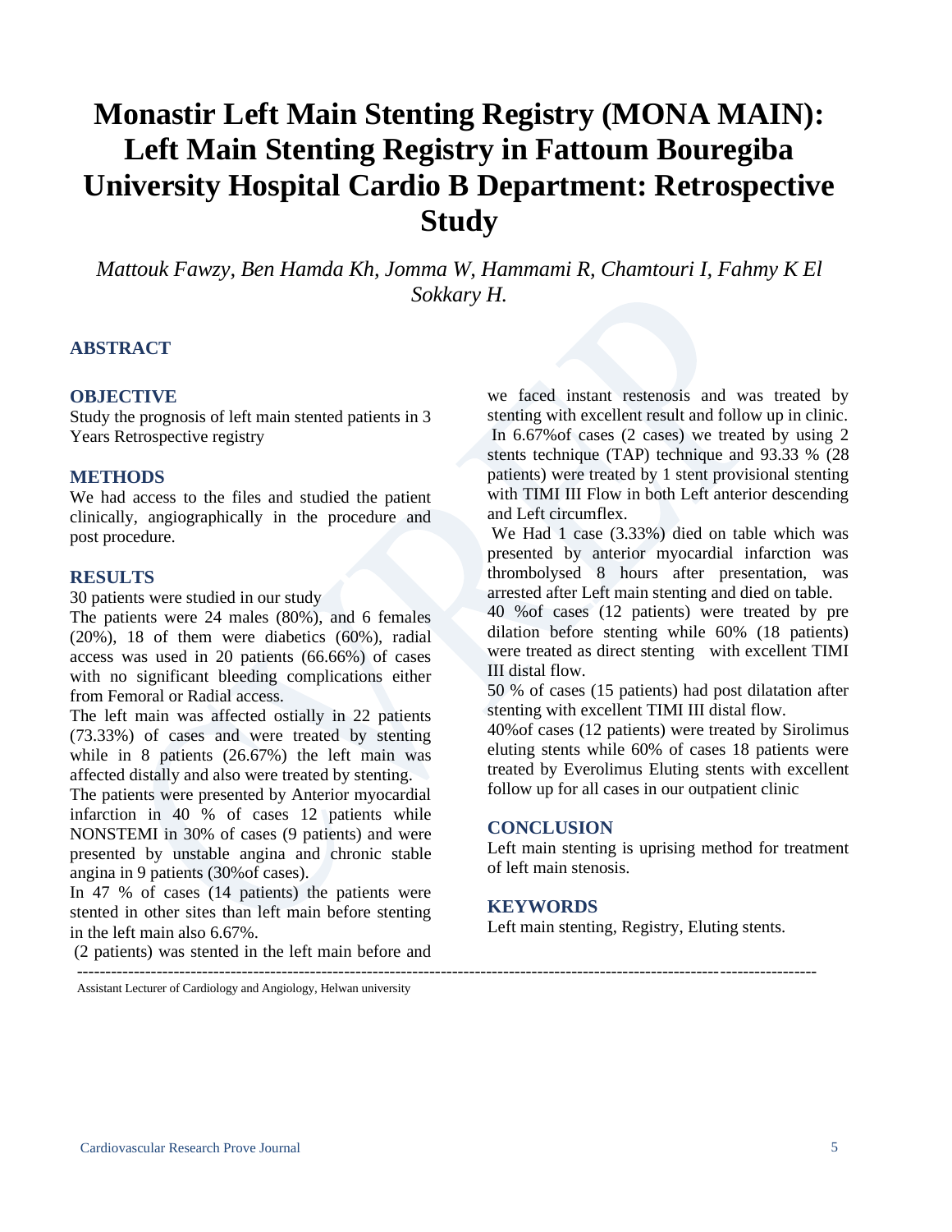# Monastir Left Main Stenting Registry (MONA MAIN): Left Main Stenting Registry in Fattoum Bouregiba University Hospital Cardio B Department: Retrospective Study

*Mattouk Fawzy, Ben Hamda Kh, Jomma W, Hammami R, Chamtouri I, Fahmy K El Sokkary H.*

## ABSTRACT

### OBJECTIVE

Study the prognosis of left main stented patients in 3 Years Retrospective registry

### METHODS

We had access to the files and studied the patient clinically, angiographically in the procedure and post procedure.

### RESULTS

30 patients were studied in our study

The patients were 24 males (80%), and 6 females (20%), 18 of them were diabetics (60%), radial access was used in 20 patients (66.66%) of cases with no significant bleeding complications either from Femoral or Radial access.

The left main was affected ostially in 22 patients (73.33%) of cases and were treated by stenting while in 8 patients (26.67%) the left main was affected distally and also were treated by stenting.

The patients were presented by Anterior myocardial infarction in 40 % of cases 12 patients while NONSTEMI in 30% of cases (9 patients) and were presented by unstable angina and chronic stable angina in 9 patients (30%of cases).

In 47 % of cases (14 patients) the patients were stented in other sites than left main before stenting in the left main also 6.67%.

(2 patients) was stented in the left main before and we faced instant restenosis and was treated by stenting with excellent result and follow up in clinic.

In 6.67%of cases (2 cases) we treated by using 2 stents technique (TAP) technique and 93.33 % (28 patients) were treated by 1 stent provisional stenting with TIMI III Flow in both Left anterior descending and Left circumflex.

We Had 1 case (3.33%) died on table which was presented by anterior myocardial infarction was thrombolysed 8 hours after presentation, was arrested after Left main stenting and died on table.

40 %of cases (12 patients) were treated by pre dilation before stenting while 60% (18 patients) were treated as direct stenting with excellent TIMI III distal flow.

50 % of cases (15 patients) had post dilatation after stenting with excellent TIMI III distal flow.

40%of cases (12 patients) were treated by Sirolimus eluting stents while 60% of cases 18 patients were treated by Everolimus Eluting stents with excellent follow up for all cases in our outpatient clinic

### CONCLUSION

Left main stenting is uprising method for treatment of left main stenosis.

### KEYWORDS

Left main stenting, Registry, Eluting stents.

---

Assistant Lecturer of Cardiology and Angiology, Helwan university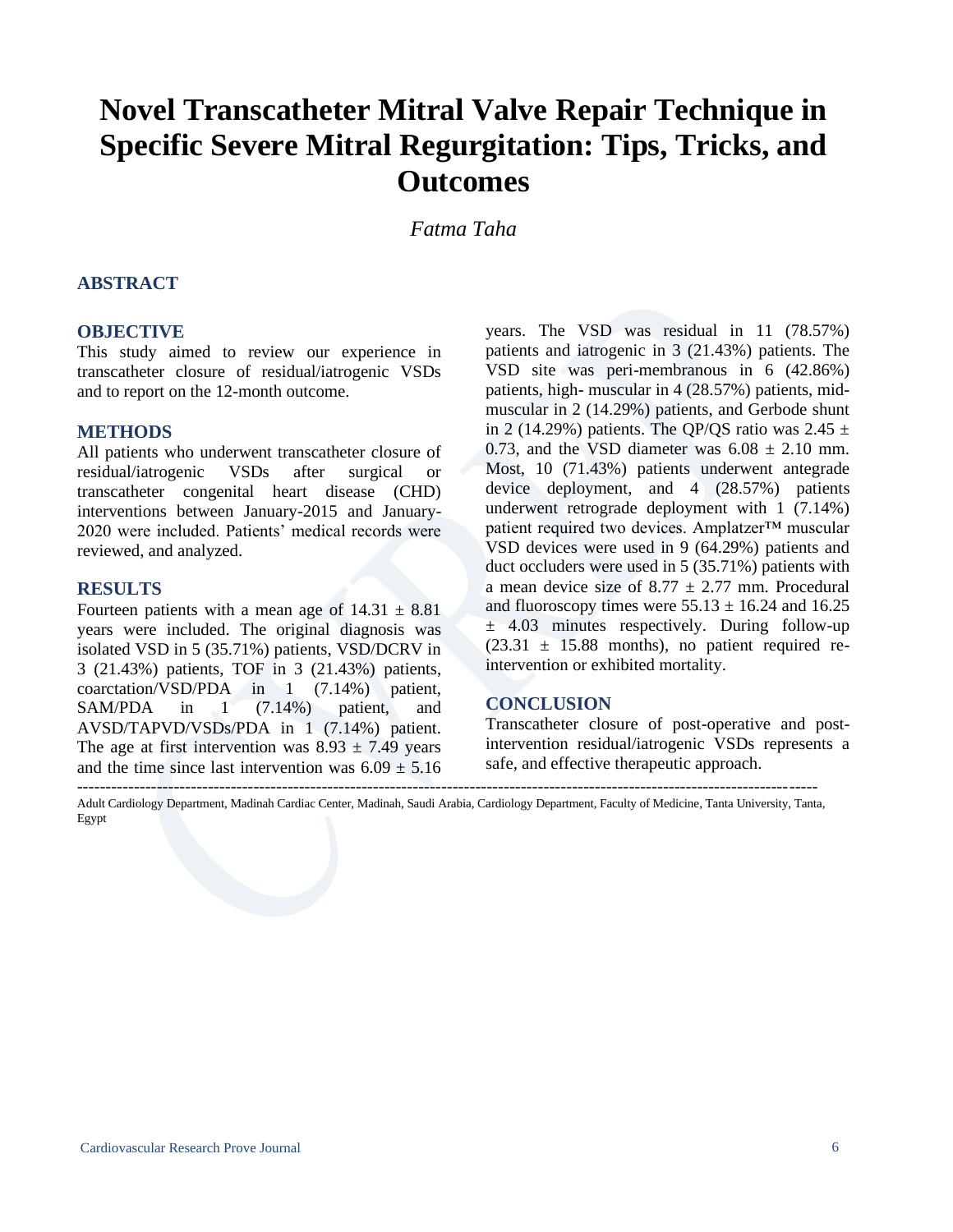# Novel Transcatheter Mitral Valve Repair Technique in Specific Severe Mitral Regurgitation: Tips, Tricks, and Outcomes

*Fatma Taha*

## ABSTRACT

### OBJECTIVE

This study aimed to review our experience in transcatheter closure of residual/iatrogenic VSDs and to report on the 12-month outcome.

### METHODS

All patients who underwent transcatheter closure of residual/iatrogenic VSDs after surgical or transcatheter congenital heart disease (CHD) interventions between January-2015 and January-2020 were included. Patients' medical records were reviewed, and analyzed.

### RESULTS

Fourteen patients with a mean age of 14.31 ± 8.81 years were included. The original diagnosis was isolated VSD in 5 (35.71%) patients, VSD/DCRV in 3 (21.43%) patients, TOF in 3 (21.43%) patients, coarctation/VSD/PDA in 1 (7.14%) patient, SAM/PDA in 1 (7.14%) patient, and AVSD/TAPVD/VSDs/PDA in 1 (7.14%) patient. The age at first intervention was 8.93 ± 7.49 years and the time since last intervention was 6.09 ± 5.16 years. The VSD was residual in 11 (78.57%) patients and iatrogenic in 3 (21.43%) patients. The VSD site was peri-membranous in 6 (42.86%) patients, high- muscular in 4 (28.57%) patients, mid-muscular in 2 (14.29%) patients, and Gerbode shunt in 2 (14.29%) patients. The QP/QS ratio was 2.45 ± 0.73, and the VSD diameter was 6.08 ± 2.10 mm. Most, 10 (71.43%) patients underwent antegrade device deployment, and 4 (28.57%) patients underwent retrograde deployment with 1 (7.14%) patient required two devices. Amplatzer™ muscular VSD devices were used in 9 (64.29%) patients and duct occluders were used in 5 (35.71%) patients with a mean device size of 8.77 ± 2.77 mm. Procedural and fluoroscopy times were 55.13 ± 16.24 and 16.25 ± 4.03 minutes respectively. During follow-up (23.31 ± 15.88 months), no patient required re-intervention or exhibited mortality.

### CONCLUSION

Transcatheter closure of post-operative and post-intervention residual/iatrogenic VSDs represents a safe, and effective therapeutic approach.

---

Adult Cardiology Department, Madinah Cardiac Center, Madinah, Saudi Arabia, Cardiology Department, Faculty of Medicine, Tanta University, Tanta, Egypt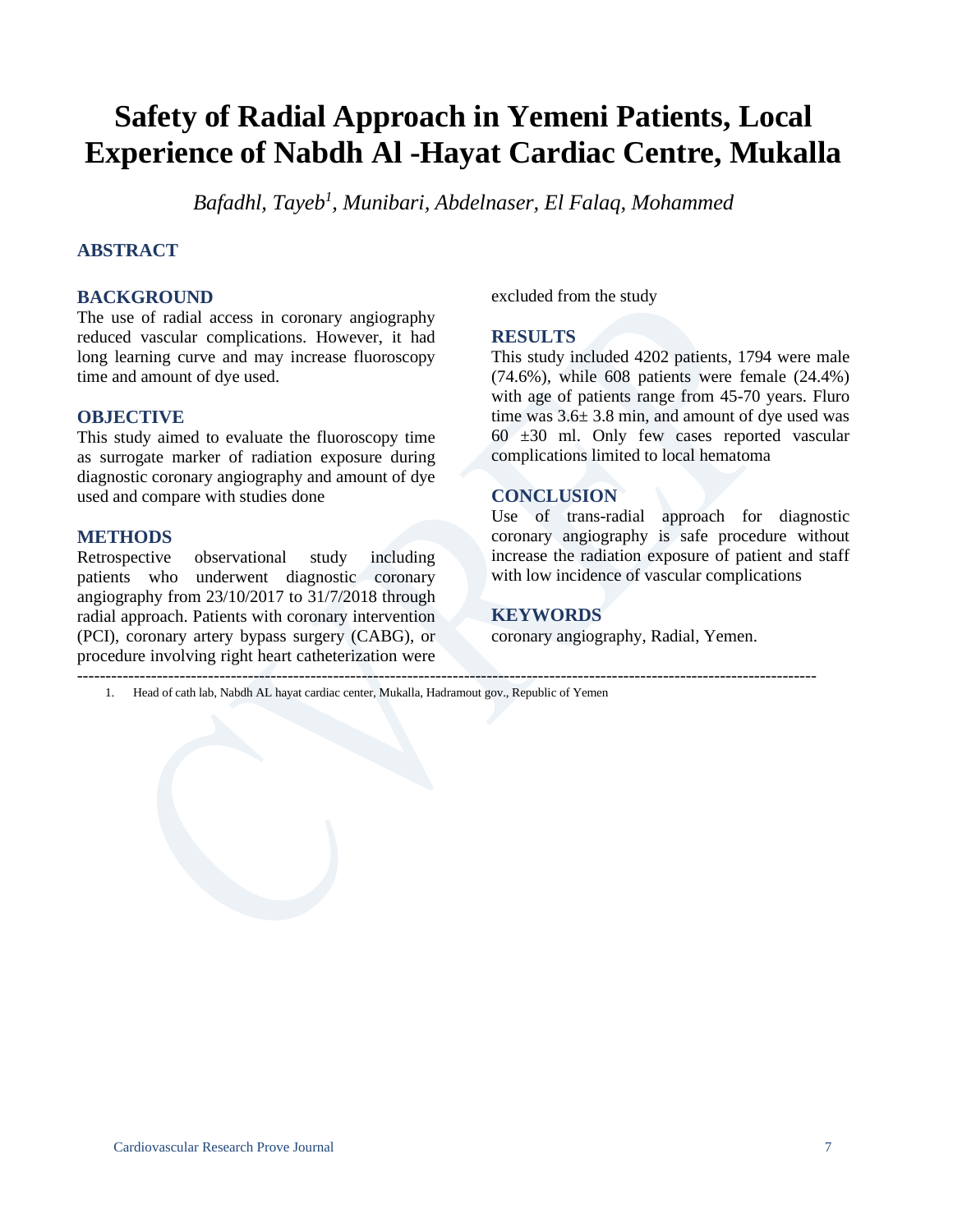# Safety of Radial Approach in Yemeni Patients, Local Experience of Nabdh Al -Hayat Cardiac Centre, Mukalla

*Bafadhl, Tayeb[1], Munibari, Abdelnaser, El Falaq, Mohammed*

## ABSTRACT

### BACKGROUND

The use of radial access in coronary angiography reduced vascular complications. However, it had long learning curve and may increase fluoroscopy time and amount of dye used.

### OBJECTIVE

This study aimed to evaluate the fluoroscopy time as surrogate marker of radiation exposure during diagnostic coronary angiography and amount of dye used and compare with studies done

### METHODS

Retrospective observational study including patients who underwent diagnostic coronary angiography from 23/10/2017 to 31/7/2018 through radial approach. Patients with coronary intervention (PCI), coronary artery bypass surgery (CABG), or procedure involving right heart catheterization were excluded from the study

### RESULTS

This study included 4202 patients, 1794 were male (74.6%), while 608 patients were female (24.4%) with age of patients range from 45-70 years. Fluro time was 3.6± 3.8 min, and amount of dye used was 60 ±30 ml. Only few cases reported vascular complications limited to local hematoma

### CONCLUSION

Use of trans-radial approach for diagnostic coronary angiography is safe procedure without increase the radiation exposure of patient and staff with low incidence of vascular complications

### KEYWORDS

coronary angiography, Radial, Yemen.

---

1. Head of cath lab, Nabdh AL hayat cardiac center, Mukalla, Hadramout gov., Republic of Yemen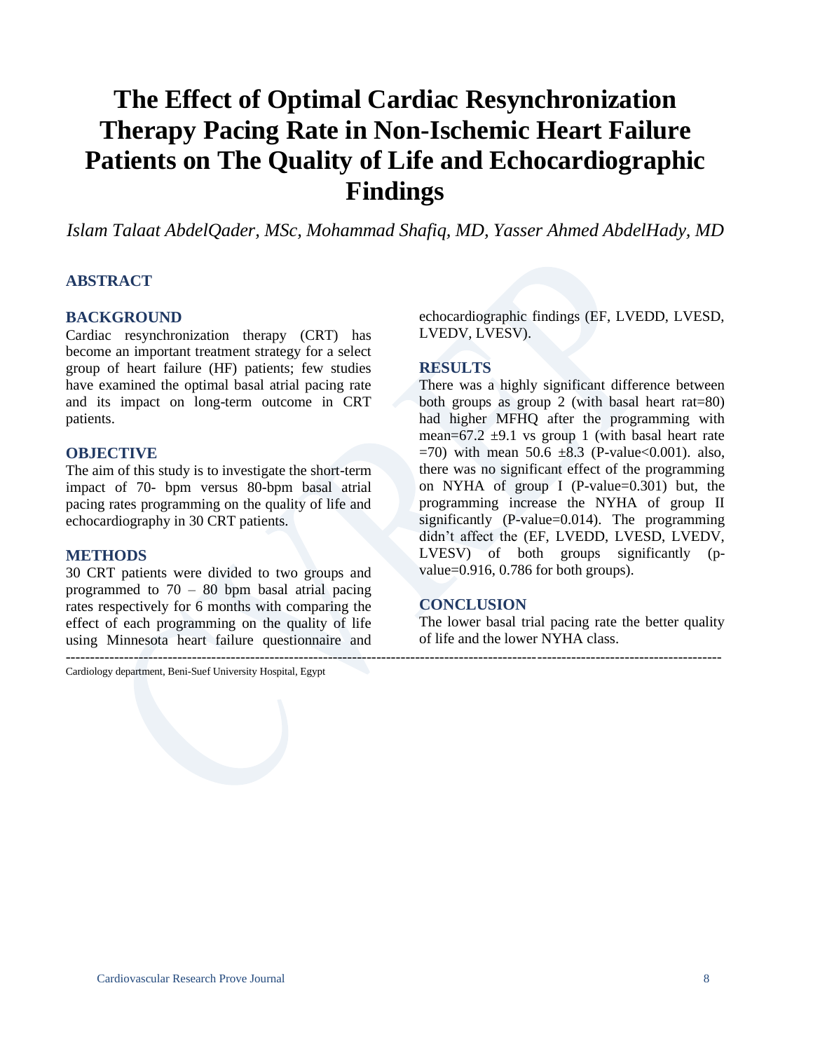# The Effect of Optimal Cardiac Resynchronization Therapy Pacing Rate in Non-Ischemic Heart Failure Patients on The Quality of Life and Echocardiographic Findings

*Islam Talaat AbdelQader, MSc, Mohammad Shafiq, MD, Yasser Ahmed AbdelHady, MD*

## ABSTRACT

### BACKGROUND

Cardiac resynchronization therapy (CRT) has become an important treatment strategy for a select group of heart failure (HF) patients; few studies have examined the optimal basal atrial pacing rate and its impact on long-term outcome in CRT patients.

### OBJECTIVE

The aim of this study is to investigate the short-term impact of 70- bpm versus 80-bpm basal atrial pacing rates programming on the quality of life and echocardiography in 30 CRT patients.

### METHODS

30 CRT patients were divided to two groups and programmed to 70 – 80 bpm basal atrial pacing rates respectively for 6 months with comparing the effect of each programming on the quality of life using Minnesota heart failure questionnaire and echocardiographic findings (EF, LVEDD, LVESD, LVEDV, LVESV).

### RESULTS

There was a highly significant difference between both groups as group 2 (with basal heart rat=80) had higher MFHQ after the programming with mean=67.2 ±9.1 vs group 1 (with basal heart rate =70) with mean 50.6 ±8.3 (P-value<0.001). also, there was no significant effect of the programming on NYHA of group I (P-value=0.301) but, the programming increase the NYHA of group II significantly (P-value=0.014). The programming didn't affect the (EF, LVEDD, LVESD, LVEDV, LVESV) of both groups significantly (p-value=0.916, 0.786 for both groups).

### CONCLUSION

The lower basal trial pacing rate the better quality of life and the lower NYHA class.

---

Cardiology department, Beni-Suef University Hospital, Egypt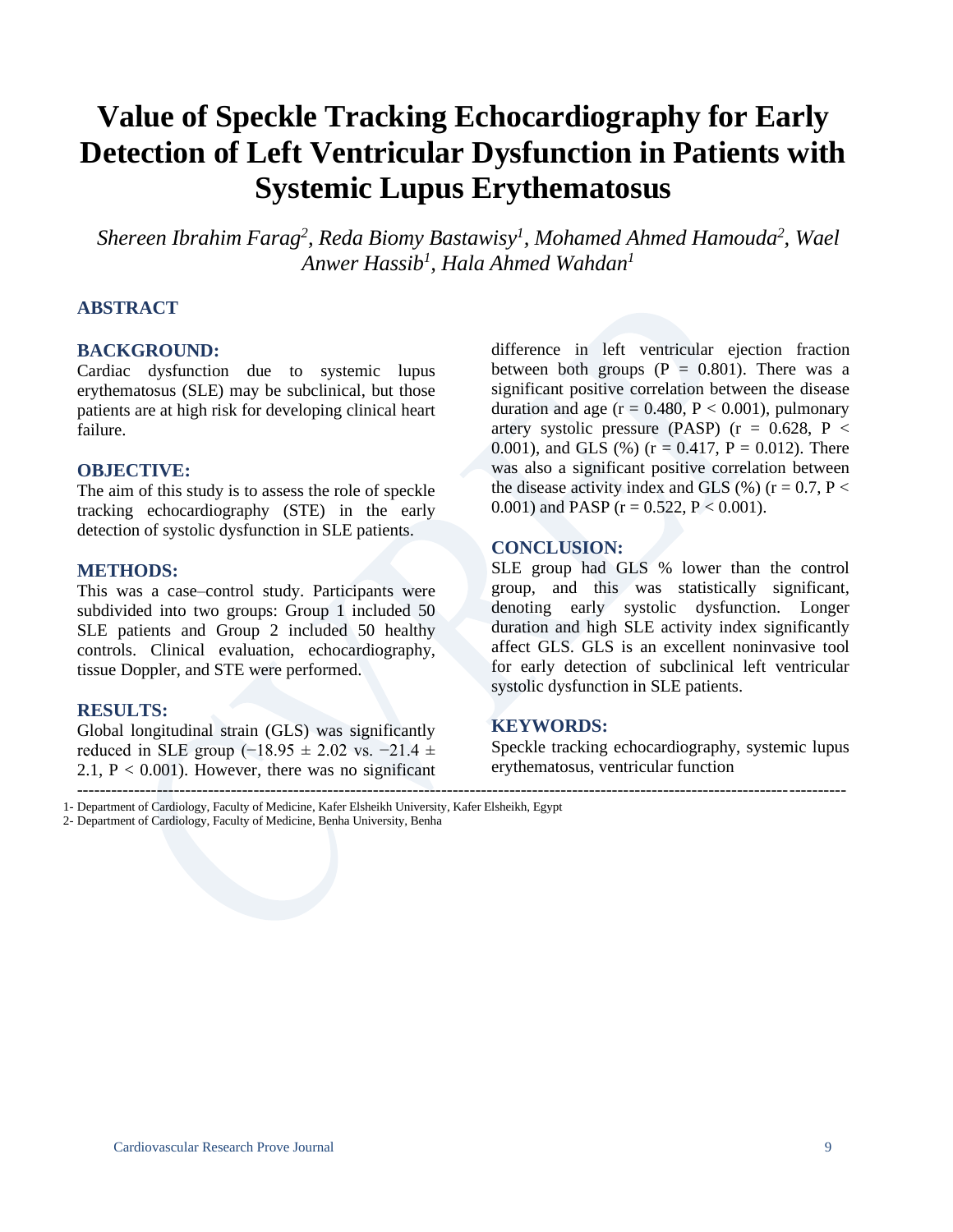# Value of Speckle Tracking Echocardiography for Early Detection of Left Ventricular Dysfunction in Patients with Systemic Lupus Erythematosus

*Shereen Ibrahim Farag[2], Reda Biomy Bastawisy[1], Mohamed Ahmed Hamouda[2], Wael Anwer Hassib[1], Hala Ahmed Wahdan[1]*

## ABSTRACT

### BACKGROUND:

Cardiac dysfunction due to systemic lupus erythematosus (SLE) may be subclinical, but those patients are at high risk for developing clinical heart failure.

### OBJECTIVE:

The aim of this study is to assess the role of speckle tracking echocardiography (STE) in the early detection of systolic dysfunction in SLE patients.

### METHODS:

This was a case–control study. Participants were subdivided into two groups: Group 1 included 50 SLE patients and Group 2 included 50 healthy controls. Clinical evaluation, echocardiography, tissue Doppler, and STE were performed.

### RESULTS:

Global longitudinal strain (GLS) was significantly reduced in SLE group (−18.95 ± 2.02 vs. −21.4 ± 2.1, $P < 0.001$). However, there was no significant difference in left ventricular ejection fraction between both groups ($P = 0.801$). There was a significant positive correlation between the disease duration and age ($r = 0.480$, $P < 0.001$), pulmonary artery systolic pressure (PASP) ($r = 0.628$, $P < 0.001$), and GLS (%) ($r = 0.417$, $P = 0.012$). There was also a significant positive correlation between the disease activity index and GLS (%) ($r = 0.7$, $P < 0.001$) and PASP ($r = 0.522$, $P < 0.001$).

### CONCLUSION:

SLE group had GLS % lower than the control group, and this was statistically significant, denoting early systolic dysfunction. Longer duration and high SLE activity index significantly affect GLS. GLS is an excellent noninvasive tool for early detection of subclinical left ventricular systolic dysfunction in SLE patients.

### KEYWORDS:

Speckle tracking echocardiography, systemic lupus erythematosus, ventricular function

---

1- Department of Cardiology, Faculty of Medicine, Kafer Elsheikh University, Kafer Elsheikh, Egypt

2- Department of Cardiology, Faculty of Medicine, Benha University, Benha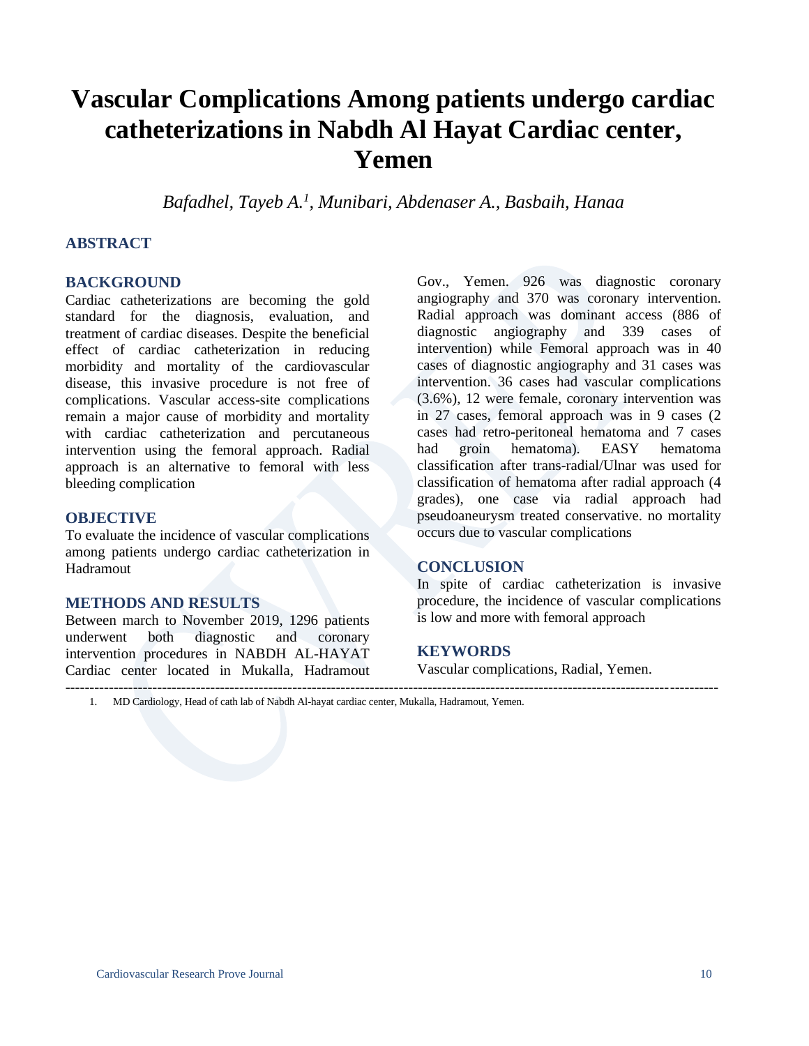# Vascular Complications Among patients undergo cardiac catheterizations in Nabdh Al Hayat Cardiac center, Yemen

*Bafadhel, Tayeb A.[1], Munibari, Abdenaser A., Basbaih, Hanaa*

## ABSTRACT

### BACKGROUND

Cardiac catheterizations are becoming the gold standard for the diagnosis, evaluation, and treatment of cardiac diseases. Despite the beneficial effect of cardiac catheterization in reducing morbidity and mortality of the cardiovascular disease, this invasive procedure is not free of complications. Vascular access-site complications remain a major cause of morbidity and mortality with cardiac catheterization and percutaneous intervention using the femoral approach. Radial approach is an alternative to femoral with less bleeding complication

### OBJECTIVE

To evaluate the incidence of vascular complications among patients undergo cardiac catheterization in Hadramout

### METHODS AND RESULTS

Between march to November 2019, 1296 patients underwent both diagnostic and coronary intervention procedures in NABDH AL-HAYAT Cardiac center located in Mukalla, Hadramout Gov., Yemen. 926 was diagnostic coronary angiography and 370 was coronary intervention. Radial approach was dominant access (886 of diagnostic angiography and 339 cases of intervention) while Femoral approach was in 40 cases of diagnostic angiography and 31 cases was intervention. 36 cases had vascular complications (3.6%), 12 were female, coronary intervention was in 27 cases, femoral approach was in 9 cases (2 cases had retro-peritoneal hematoma and 7 cases had groin hematoma). EASY hematoma classification after trans-radial/Ulnar was used for classification of hematoma after radial approach (4 grades), one case via radial approach had pseudoaneurysm treated conservative. no mortality occurs due to vascular complications

### CONCLUSION

In spite of cardiac catheterization is invasive procedure, the incidence of vascular complications is low and more with femoral approach

### KEYWORDS

Vascular complications, Radial, Yemen.

---

1. MD Cardiology, Head of cath lab of Nabdh Al-hayat cardiac center, Mukalla, Hadramout, Yemen.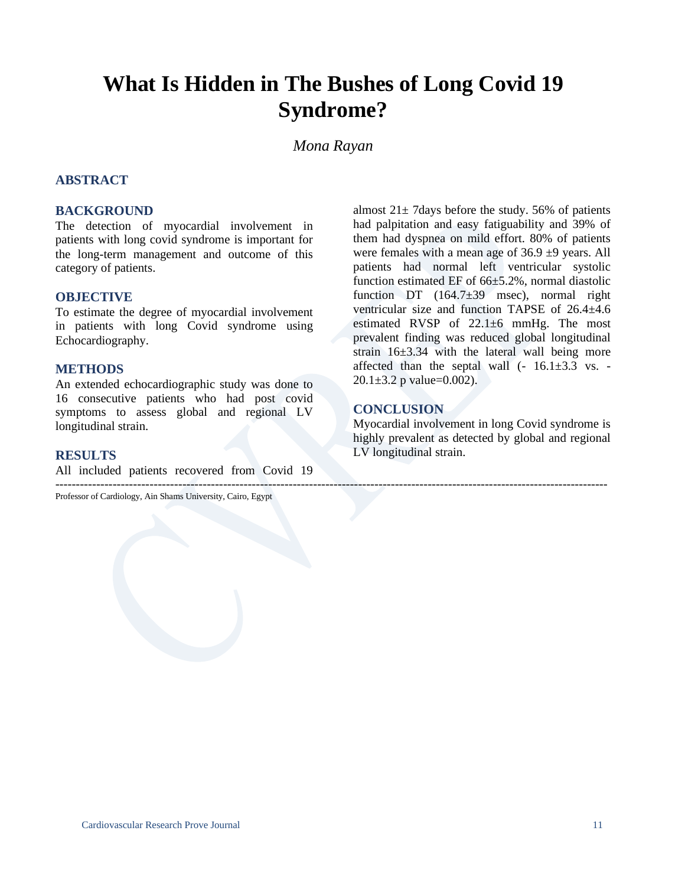# What Is Hidden in The Bushes of Long Covid 19 Syndrome?

*Mona Rayan*

## ABSTRACT

### BACKGROUND

The detection of myocardial involvement in patients with long covid syndrome is important for the long-term management and outcome of this category of patients.

### OBJECTIVE

To estimate the degree of myocardial involvement in patients with long Covid syndrome using Echocardiography.

### METHODS

An extended echocardiographic study was done to 16 consecutive patients who had post covid symptoms to assess global and regional LV longitudinal strain.

### RESULTS

All included patients recovered from Covid 19 almost 21± 7days before the study. 56% of patients had palpitation and easy fatiguability and 39% of them had dyspnea on mild effort. 80% of patients were females with a mean age of 36.9 ±9 years. All patients had normal left ventricular systolic function estimated EF of 66±5.2%, normal diastolic function DT (164.7±39 msec), normal right ventricular size and function TAPSE of 26.4±4.6 estimated RVSP of 22.1±6 mmHg. The most prevalent finding was reduced global longitudinal strain 16±3.34 with the lateral wall being more affected than the septal wall (- 16.1±3.3 vs. -20.1±3.2 p value=0.002).

### CONCLUSION

Myocardial involvement in long Covid syndrome is highly prevalent as detected by global and regional LV longitudinal strain.

---

Professor of Cardiology, Ain Shams University, Cairo, Egypt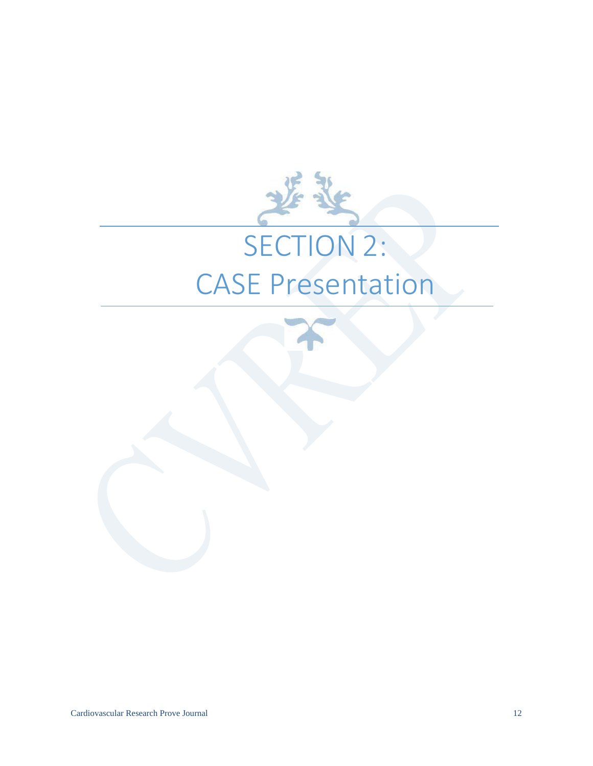# SECTION 2:
# CASE Presentation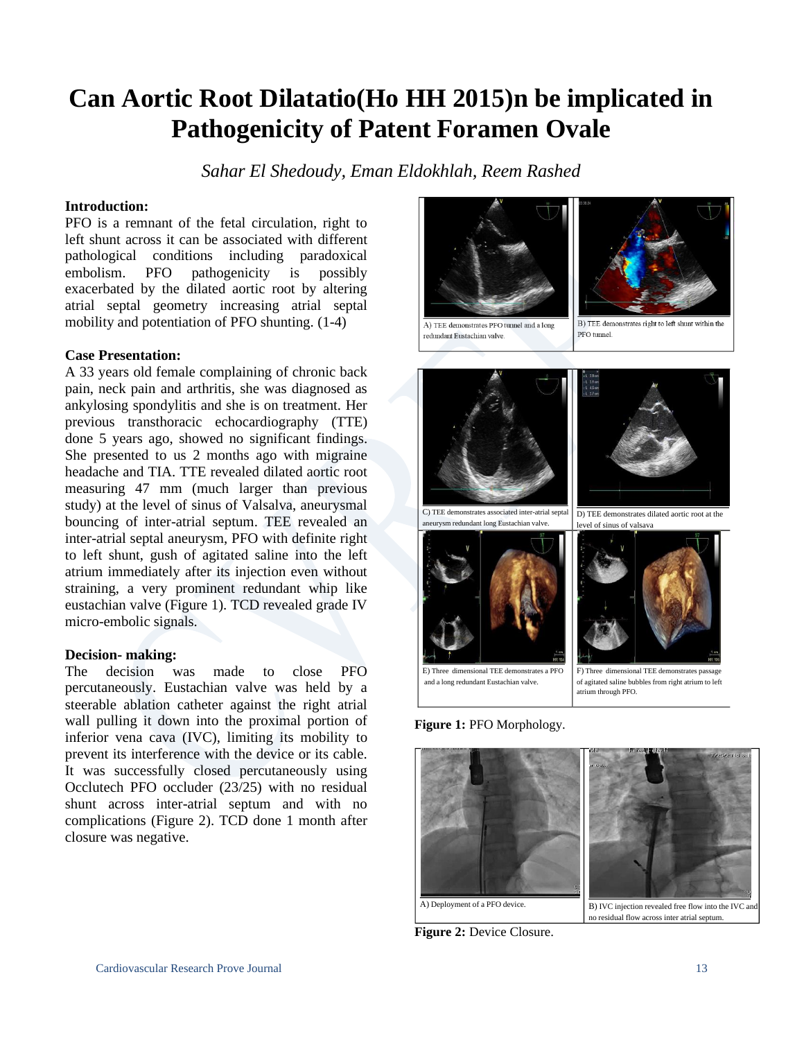# Can Aortic Root Dilatatio(Ho HH 2015)n be implicated in Pathogenicity of Patent Foramen Ovale

*Sahar El Shedoudy, Eman Eldokhlah, Reem Rashed*

**Introduction:**

PFO is a remnant of the fetal circulation, right to left shunt across it can be associated with different pathological conditions including paradoxical embolism. PFO pathogenicity is possibly exacerbated by the dilated aortic root by altering atrial septal geometry increasing atrial septal mobility and potentiation of PFO shunting. (1-4)

**Case Presentation:**

A 33 years old female complaining of chronic back pain, neck pain and arthritis, she was diagnosed as ankylosing spondylitis and she is on treatment. Her previous transthoracic echocardiography (TTE) done 5 years ago, showed no significant findings. She presented to us 2 months ago with migraine headache and TIA. TTE revealed dilated aortic root measuring 47 mm (much larger than previous study) at the level of sinus of Valsalva, aneurysmal bouncing of inter-atrial septum. TEE revealed an inter-atrial septal aneurysm, PFO with definite right to left shunt, gush of agitated saline into the left atrium immediately after its injection even without straining, a very prominent redundant whip like eustachian valve (Figure 1). TCD revealed grade IV micro-embolic signals.

**Decision- making:**

The decision was made to close PFO percutaneously. Eustachian valve was held by a steerable ablation catheter against the right atrial wall pulling it down into the proximal portion of inferior vena cava (IVC), limiting its mobility to prevent its interference with the device or its cable. It was successfully closed percutaneously using Occlutech PFO occluder (23/25) with no residual shunt across inter-atrial septum and with no complications (Figure 2). TCD done 1 month after closure was negative.

A) TEE demonstrates PFO tunnel and a long redundant Eustachian valve.

B) TEE demonstrates right to left shunt within the PFO tunnel.

C) TEE demonstrates associated inter-atrial septal aneurysm redundant long Eustachian valve.

D) TEE demonstrates dilated aortic root at the level of sinus of valsava

E) Three dimensional TEE demonstrates a PFO and a long redundant Eustachian valve.

F) Three dimensional TEE demonstrates passage of agitated saline bubbles from right atrium to left atrium through PFO.

**Figure 1:** PFO Morphology.

A) Deployment of a PFO device.

B) IVC injection revealed free flow into the IVC and no residual flow across inter atrial septum.

**Figure 2:** Device Closure.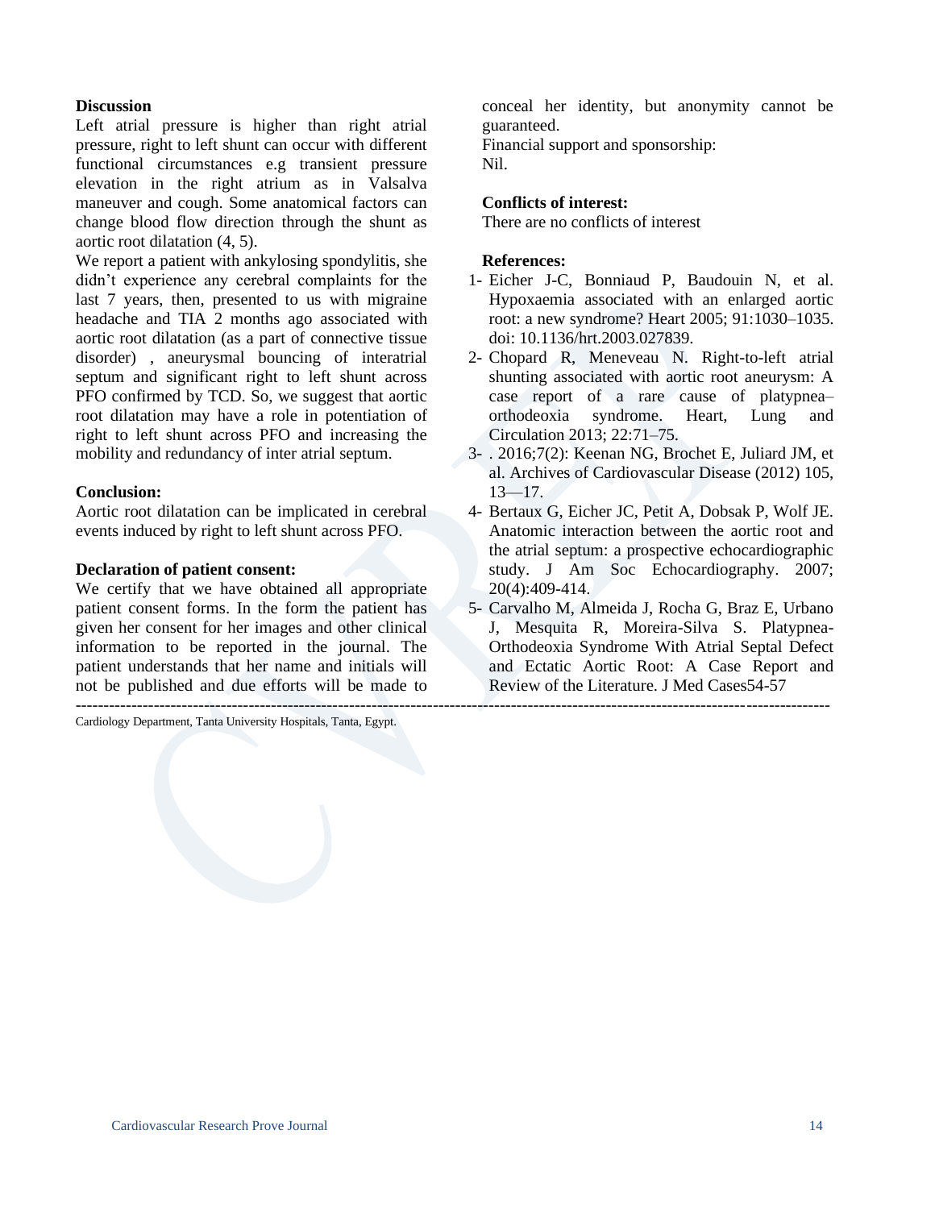**Discussion**

Left atrial pressure is higher than right atrial pressure, right to left shunt can occur with different functional circumstances e.g transient pressure elevation in the right atrium as in Valsalva maneuver and cough. Some anatomical factors can change blood flow direction through the shunt as aortic root dilatation (4, 5).

We report a patient with ankylosing spondylitis, she didn't experience any cerebral complaints for the last 7 years, then, presented to us with migraine headache and TIA 2 months ago associated with aortic root dilatation (as a part of connective tissue disorder) , aneurysmal bouncing of interatrial septum and significant right to left shunt across PFO confirmed by TCD. So, we suggest that aortic root dilatation may have a role in potentiation of right to left shunt across PFO and increasing the mobility and redundancy of inter atrial septum.

**Conclusion:**

Aortic root dilatation can be implicated in cerebral events induced by right to left shunt across PFO.

**Declaration of patient consent:**

We certify that we have obtained all appropriate patient consent forms. In the form the patient has given her consent for her images and other clinical information to be reported in the journal. The patient understands that her name and initials will not be published and due efforts will be made to conceal her identity, but anonymity cannot be guaranteed.

Financial support and sponsorship:
Nil.

**Conflicts of interest:**

There are no conflicts of interest

**References:**

1- Eicher J-C, Bonniaud P, Baudouin N, et al. Hypoxaemia associated with an enlarged aortic root: a new syndrome? Heart 2005; 91:1030–1035. doi: 10.1136/hrt.2003.027839.

2- Chopard R, Meneveau N. Right-to-left atrial shunting associated with aortic root aneurysm: A case report of a rare cause of platypnea–orthodeoxia syndrome. Heart, Lung and Circulation 2013; 22:71–75.

3- . 2016;7(2): Keenan NG, Brochet E, Juliard JM, et al. Archives of Cardiovascular Disease (2012) 105, 13—17.

4- Bertaux G, Eicher JC, Petit A, Dobsak P, Wolf JE. Anatomic interaction between the aortic root and the atrial septum: a prospective echocardiographic study. J Am Soc Echocardiography. 2007; 20(4):409-414.

5- Carvalho M, Almeida J, Rocha G, Braz E, Urbano J, Mesquita R, Moreira-Silva S. Platypnea-Orthodeoxia Syndrome With Atrial Septal Defect and Ectatic Aortic Root: A Case Report and Review of the Literature. J Med Cases54-57

---

Cardiology Department, Tanta University Hospitals, Tanta, Egypt.